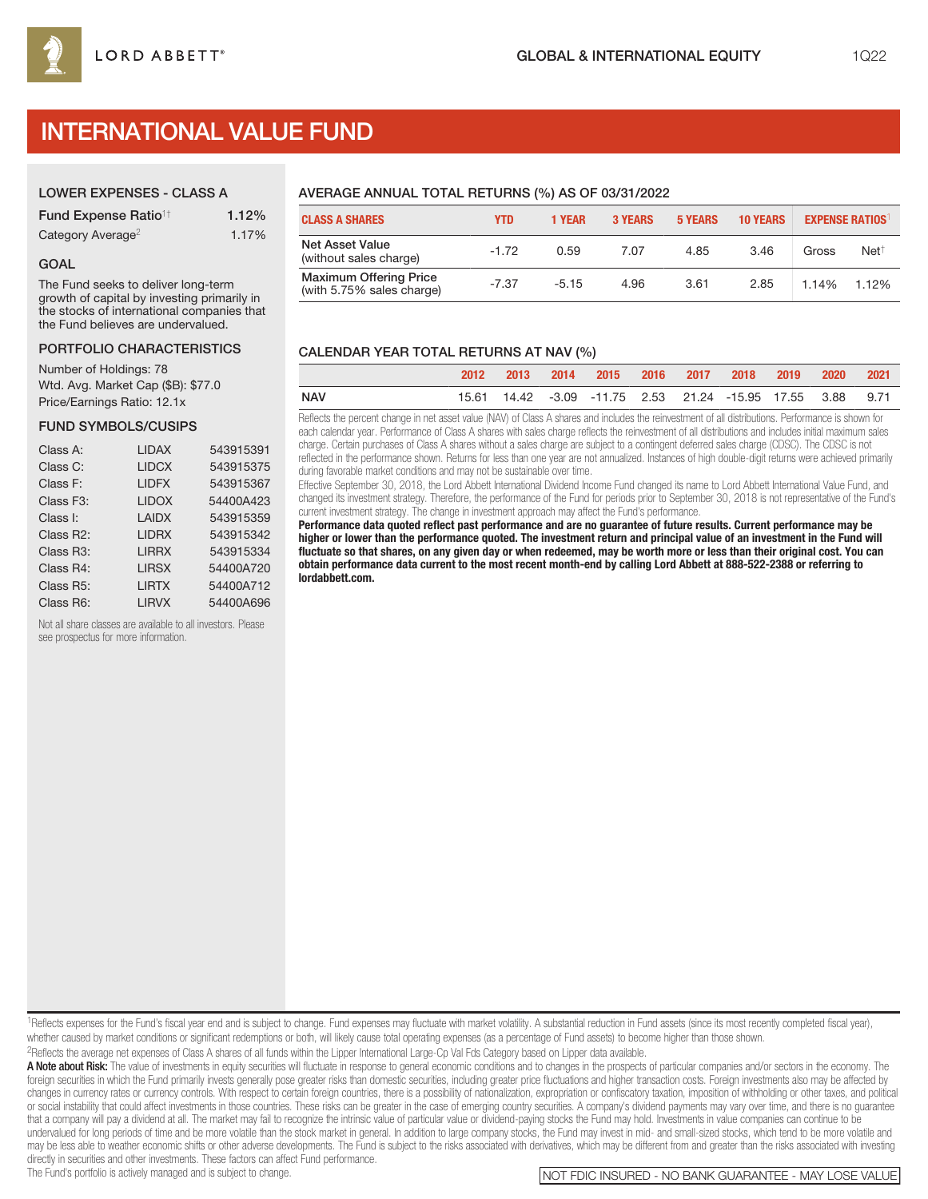# INTERNATIONAL VALUE FUND

GLOBAL & INTERNATIONAL EQUITY

1Q22

## LOWER EXPENSES - CLASS A

| | |
|---|---|
| Fund Expense Ratio[1†] | 1.12% |
| Category Average[2] | 1.17% |

## GOAL

The Fund seeks to deliver long-term growth of capital by investing primarily in the stocks of international companies that the Fund believes are undervalued.

## PORTFOLIO CHARACTERISTICS

Number of Holdings: 78

Wtd. Avg. Market Cap ($B): $77.0

Price/Earnings Ratio: 12.1x

## FUND SYMBOLS/CUSIPS

| | | |
|---|---|---|
| Class A: | LIDAX | 543915391 |
| Class C: | LIDCX | 543915375 |
| Class F: | LIDFX | 543915367 |
| Class F3: | LIDOX | 54400A423 |
| Class I: | LAIDX | 543915359 |
| Class R2: | LIDRX | 543915342 |
| Class R3: | LIRRX | 543915334 |
| Class R4: | LIRSX | 54400A720 |
| Class R5: | LIRTX | 54400A712 |
| Class R6: | LIRVX | 54400A696 |

Not all share classes are available to all investors. Please see prospectus for more information.

## AVERAGE ANNUAL TOTAL RETURNS (%) AS OF 03/31/2022

| CLASS A SHARES | YTD | 1 YEAR | 3 YEARS | 5 YEARS | 10 YEARS | EXPENSE RATIOS[1] | |
|---|---|---|---|---|---|---|---|
| Net Asset Value (without sales charge) | -1.72 | 0.59 | 7.07 | 4.85 | 3.46 | Gross | Net[†] |
| Maximum Offering Price (with 5.75% sales charge) | -7.37 | -5.15 | 4.96 | 3.61 | 2.85 | 1.14% | 1.12% |

## CALENDAR YEAR TOTAL RETURNS AT NAV (%)

| | 2012 | 2013 | 2014 | 2015 | 2016 | 2017 | 2018 | 2019 | 2020 | 2021 |
|---|---|---|---|---|---|---|---|---|---|---|
| NAV | 15.61 | 14.42 | -3.09 | -11.75 | 2.53 | 21.24 | -15.95 | 17.55 | 3.88 | 9.71 |

Reflects the percent change in net asset value (NAV) of Class A shares and includes the reinvestment of all distributions. Performance is shown for each calendar year. Performance of Class A shares with sales charge reflects the reinvestment of all distributions and includes initial maximum sales charge. Certain purchases of Class A shares without a sales charge are subject to a contingent deferred sales charge (CDSC). The CDSC is not reflected in the performance shown. Returns for less than one year are not annualized. Instances of high double-digit returns were achieved primarily during favorable market conditions and may not be sustainable over time.

Effective September 30, 2018, the Lord Abbett International Dividend Income Fund changed its name to Lord Abbett International Value Fund, and changed its investment strategy. Therefore, the performance of the Fund for periods prior to September 30, 2018 is not representative of the Fund's current investment strategy. The change in investment approach may affect the Fund's performance.

**Performance data quoted reflect past performance and are no guarantee of future results. Current performance may be higher or lower than the performance quoted. The investment return and principal value of an investment in the Fund will fluctuate so that shares, on any given day or when redeemed, may be worth more or less than their original cost. You can obtain performance data current to the most recent month-end by calling Lord Abbett at 888-522-2388 or referring to lordabbett.com.**

[1]Reflects expenses for the Fund's fiscal year end and is subject to change. Fund expenses may fluctuate with market volatility. A substantial reduction in Fund assets (since its most recently completed fiscal year), whether caused by market conditions or significant redemptions or both, will likely cause total operating expenses (as a percentage of Fund assets) to become higher than those shown.

[2]Reflects the average net expenses of Class A shares of all funds within the Lipper International Large-Cp Val Fds Category based on Lipper data available.

**A Note about Risk:** The value of investments in equity securities will fluctuate in response to general economic conditions and to changes in the prospects of particular companies and/or sectors in the economy. The foreign securities in which the Fund primarily invests generally pose greater risks than domestic securities, including greater price fluctuations and higher transaction costs. Foreign investments also may be affected by changes in currency rates or currency controls. With respect to certain foreign countries, there is a possibility of nationalization, expropriation or confiscatory taxation, imposition of withholding or other taxes, and political or social instability that could affect investments in those countries. These risks can be greater in the case of emerging country securities. A company's dividend payments may vary over time, and there is no guarantee that a company will pay a dividend at all. The market may fail to recognize the intrinsic value of particular value or dividend-paying stocks the Fund may hold. Investments in value companies can continue to be undervalued for long periods of time and be more volatile than the stock market in general. In addition to large company stocks, the Fund may invest in mid- and small-sized stocks, which tend to be more volatile and may be less able to weather economic shifts or other adverse developments. The Fund is subject to the risks associated with derivatives, which may be different from and greater than the risks associated with investing directly in securities and other investments. These factors can affect Fund performance.

The Fund's portfolio is actively managed and is subject to change.

NOT FDIC INSURED - NO BANK GUARANTEE - MAY LOSE VALUE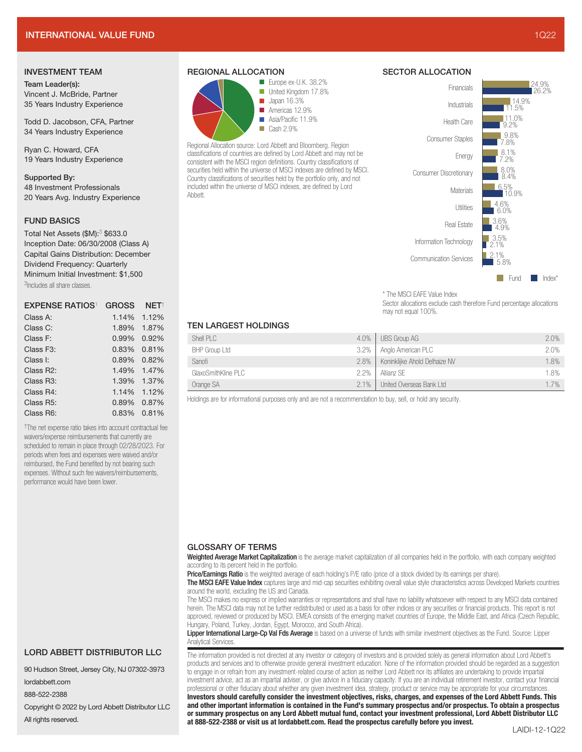INTERNATIONAL VALUE FUND

1Q22

## INVESTMENT TEAM

**Team Leader(s):**
Vincent J. McBride, Partner
35 Years Industry Experience

Todd D. Jacobson, CFA, Partner
34 Years Industry Experience

Ryan C. Howard, CFA
19 Years Industry Experience

**Supported By:**
48 Investment Professionals
20 Years Avg. Industry Experience

## FUND BASICS

Total Net Assets ($M):[3] $633.0
Inception Date: 06/30/2008 (Class A)
Capital Gains Distribution: December
Dividend Frequency: Quarterly
Minimum Initial Investment: $1,500

[3]Includes all share classes.

| EXPENSE RATIOS† | GROSS | NET† |
|---|---|---|
| Class A: | 1.14% | 1.12% |
| Class C: | 1.89% | 1.87% |
| Class F: | 0.99% | 0.92% |
| Class F3: | 0.83% | 0.81% |
| Class I: | 0.89% | 0.82% |
| Class R2: | 1.49% | 1.47% |
| Class R3: | 1.39% | 1.37% |
| Class R4: | 1.14% | 1.12% |
| Class R5: | 0.89% | 0.87% |
| Class R6: | 0.83% | 0.81% |

†The net expense ratio takes into account contractual fee waivers/expense reimbursements that currently are scheduled to remain in place through 02/28/2023. For periods when fees and expenses were waived and/or reimbursed, the Fund benefited by not bearing such expenses. Without such fee waivers/reimbursements, performance would have been lower.

## REGIONAL ALLOCATION

Europe ex-U.K. 38.2%
United Kingdom 17.8%
Japan 16.3%
Americas 12.9%
Asia/Pacific 11.9%
Cash 2.9%

Regional Allocation source: Lord Abbett and Bloomberg. Region classifications of countries are defined by Lord Abbett and may not be consistent with the MSCI region definitions. Country classifications of securities held within the universe of MSCI indexes are defined by MSCI. Country classifications of securities held by the portfolio only, and not included within the universe of MSCI indexes, are defined by Lord Abbett.

## SECTOR ALLOCATION

Financials 24.9% 26.2%
Industrials 14.9% 11.5%
Health Care 11.0% 9.2%
Consumer Staples 9.8% 7.8%
Energy 8.1% 7.2%
Consumer Discretionary 8.0% 8.4%
Materials 6.5% 10.9%
Utilities 4.6% 6.0%
Real Estate 3.6% 4.9%
Information Technology 3.5% 2.1%
Communication Services 2.1% 5.8%

Fund Index*

\* The MSCI EAFE Value Index
Sector allocations exclude cash therefore Fund percentage allocations may not equal 100%.

## TEN LARGEST HOLDINGS

| | | | |
|---|---|---|---|
| Shell PLC | 4.0% | UBS Group AG | 2.0% |
| BHP Group Ltd | 3.2% | Anglo American PLC | 2.0% |
| Sanofi | 2.8% | Koninklijke Ahold Delhaize NV | 1.8% |
| GlaxoSmithKline PLC | 2.2% | Allianz SE | 1.8% |
| Orange SA | 2.1% | United Overseas Bank Ltd | 1.7% |

Holdings are for informational purposes only and are not a recommendation to buy, sell, or hold any security.

## GLOSSARY OF TERMS

**Weighted Average Market Capitalization** is the average market capitalization of all companies held in the portfolio, with each company weighted according to its percent held in the portfolio.

**Price/Earnings Ratio** is the weighted average of each holding's P/E ratio (price of a stock divided by its earnings per share).

**The MSCI EAFE Value Index** captures large and mid-cap securities exhibiting overall value style characteristics across Developed Markets countries around the world, excluding the US and Canada.

The MSCI makes no express or implied warranties or representations and shall have no liability whatsoever with respect to any MSCI data contained herein. The MSCI data may not be further redistributed or used as a basis for other indices or any securities or financial products. This report is not approved, reviewed or produced by MSCI. EMEA consists of the emerging market countries of Europe, the Middle East, and Africa (Czech Republic, Hungary, Poland, Turkey, Jordan, Egypt, Morocco, and South Africa).

**Lipper International Large-Cp Val Fds Average** is based on a universe of funds with similar investment objectives as the Fund. Source: Lipper Analytical Services.

The information provided is not directed at any investor or category of investors and is provided solely as general information about Lord Abbett's products and services and to otherwise provide general investment education. None of the information provided should be regarded as a suggestion to engage in or refrain from any investment-related course of action as neither Lord Abbett nor its affiliates are undertaking to provide impartial investment advice, act as an impartial adviser, or give advice in a fiduciary capacity. If you are an individual retirement investor, contact your financial professional or other fiduciary about whether any given investment idea, strategy, product or service may be appropriate for your circumstances.

**Investors should carefully consider the investment objectives, risks, charges, and expenses of the Lord Abbett Funds. This and other important information is contained in the Fund's summary prospectus and/or prospectus. To obtain a prospectus or summary prospectus on any Lord Abbett mutual fund, contact your investment professional, Lord Abbett Distributor LLC at 888-522-2388 or visit us at lordabbett.com. Read the prospectus carefully before you invest.**

## LORD ABBETT DISTRIBUTOR LLC

90 Hudson Street, Jersey City, NJ 07302-3973

lordabbett.com

888-522-2388

Copyright © 2022 by Lord Abbett Distributor LLC
All rights reserved.

LAIDI-12-1Q22